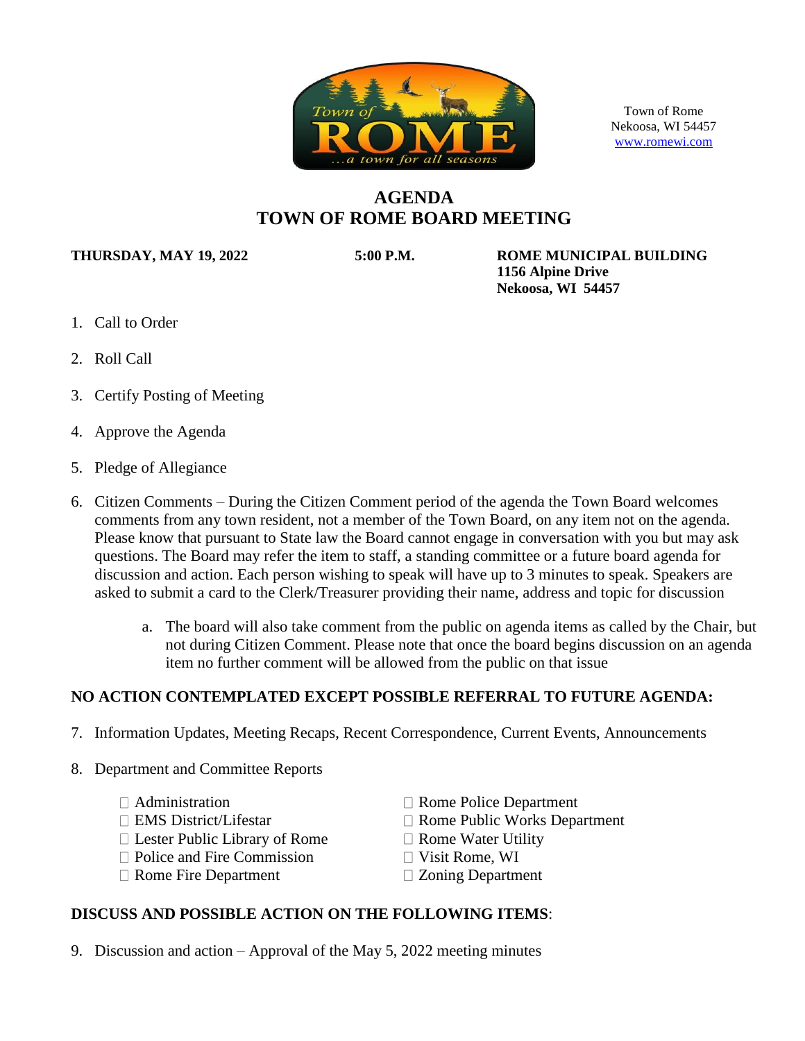Town of Rome
Nekoosa, WI 54457
www.romewi.com

# AGENDA
# TOWN OF ROME BOARD MEETING

**THURSDAY, MAY 19, 2022** **5:00 P.M.** **ROME MUNICIPAL BUILDING**
**1156 Alpine Drive**
**Nekoosa, WI 54457**

1. Call to Order
2. Roll Call
3. Certify Posting of Meeting
4. Approve the Agenda
5. Pledge of Allegiance
6. Citizen Comments – During the Citizen Comment period of the agenda the Town Board welcomes comments from any town resident, not a member of the Town Board, on any item not on the agenda. Please know that pursuant to State law the Board cannot engage in conversation with you but may ask questions. The Board may refer the item to staff, a standing committee or a future board agenda for discussion and action. Each person wishing to speak will have up to 3 minutes to speak. Speakers are asked to submit a card to the Clerk/Treasurer providing their name, address and topic for discussion
    a. The board will also take comment from the public on agenda items as called by the Chair, but not during Citizen Comment. Please note that once the board begins discussion on an agenda item no further comment will be allowed from the public on that issue

**NO ACTION CONTEMPLATED EXCEPT POSSIBLE REFERRAL TO FUTURE AGENDA:**

7. Information Updates, Meeting Recaps, Recent Correspondence, Current Events, Announcements
8. Department and Committee Reports
    - Administration
    - EMS District/Lifestar
    - Lester Public Library of Rome
    - Police and Fire Commission
    - Rome Fire Department
    - Rome Police Department
    - Rome Public Works Department
    - Rome Water Utility
    - Visit Rome, WI
    - Zoning Department

**DISCUSS AND POSSIBLE ACTION ON THE FOLLOWING ITEMS**:

9. Discussion and action – Approval of the May 5, 2022 meeting minutes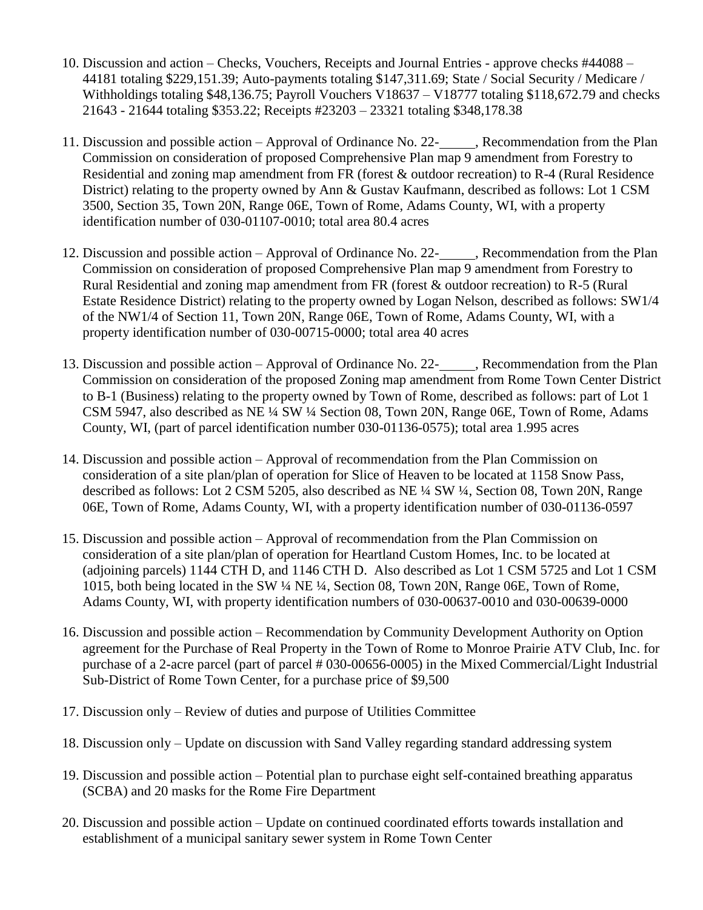10. Discussion and action – Checks, Vouchers, Receipts and Journal Entries - approve checks #44088 – 44181 totaling $229,151.39; Auto-payments totaling $147,311.69; State / Social Security / Medicare / Withholdings totaling $48,136.75; Payroll Vouchers V18637 – V18777 totaling $118,672.79 and checks 21643 - 21644 totaling $353.22; Receipts #23203 – 23321 totaling $348,178.38

11. Discussion and possible action – Approval of Ordinance No. 22-_____, Recommendation from the Plan Commission on consideration of proposed Comprehensive Plan map 9 amendment from Forestry to Residential and zoning map amendment from FR (forest & outdoor recreation) to R-4 (Rural Residence District) relating to the property owned by Ann & Gustav Kaufmann, described as follows: Lot 1 CSM 3500, Section 35, Town 20N, Range 06E, Town of Rome, Adams County, WI, with a property identification number of 030-01107-0010; total area 80.4 acres

12. Discussion and possible action – Approval of Ordinance No. 22-_____, Recommendation from the Plan Commission on consideration of proposed Comprehensive Plan map 9 amendment from Forestry to Rural Residential and zoning map amendment from FR (forest & outdoor recreation) to R-5 (Rural Estate Residence District) relating to the property owned by Logan Nelson, described as follows: SW1/4 of the NW1/4 of Section 11, Town 20N, Range 06E, Town of Rome, Adams County, WI, with a property identification number of 030-00715-0000; total area 40 acres

13. Discussion and possible action – Approval of Ordinance No. 22-_____, Recommendation from the Plan Commission on consideration of the proposed Zoning map amendment from Rome Town Center District to B-1 (Business) relating to the property owned by Town of Rome, described as follows: part of Lot 1 CSM 5947, also described as NE ¼ SW ¼ Section 08, Town 20N, Range 06E, Town of Rome, Adams County, WI, (part of parcel identification number 030-01136-0575); total area 1.995 acres

14. Discussion and possible action – Approval of recommendation from the Plan Commission on consideration of a site plan/plan of operation for Slice of Heaven to be located at 1158 Snow Pass, described as follows: Lot 2 CSM 5205, also described as NE ¼ SW ¼, Section 08, Town 20N, Range 06E, Town of Rome, Adams County, WI, with a property identification number of 030-01136-0597

15. Discussion and possible action – Approval of recommendation from the Plan Commission on consideration of a site plan/plan of operation for Heartland Custom Homes, Inc. to be located at (adjoining parcels) 1144 CTH D, and 1146 CTH D. Also described as Lot 1 CSM 5725 and Lot 1 CSM 1015, both being located in the SW ¼ NE ¼, Section 08, Town 20N, Range 06E, Town of Rome, Adams County, WI, with property identification numbers of 030-00637-0010 and 030-00639-0000

16. Discussion and possible action – Recommendation by Community Development Authority on Option agreement for the Purchase of Real Property in the Town of Rome to Monroe Prairie ATV Club, Inc. for purchase of a 2-acre parcel (part of parcel # 030-00656-0005) in the Mixed Commercial/Light Industrial Sub-District of Rome Town Center, for a purchase price of $9,500

17. Discussion only – Review of duties and purpose of Utilities Committee

18. Discussion only – Update on discussion with Sand Valley regarding standard addressing system

19. Discussion and possible action – Potential plan to purchase eight self-contained breathing apparatus (SCBA) and 20 masks for the Rome Fire Department

20. Discussion and possible action – Update on continued coordinated efforts towards installation and establishment of a municipal sanitary sewer system in Rome Town Center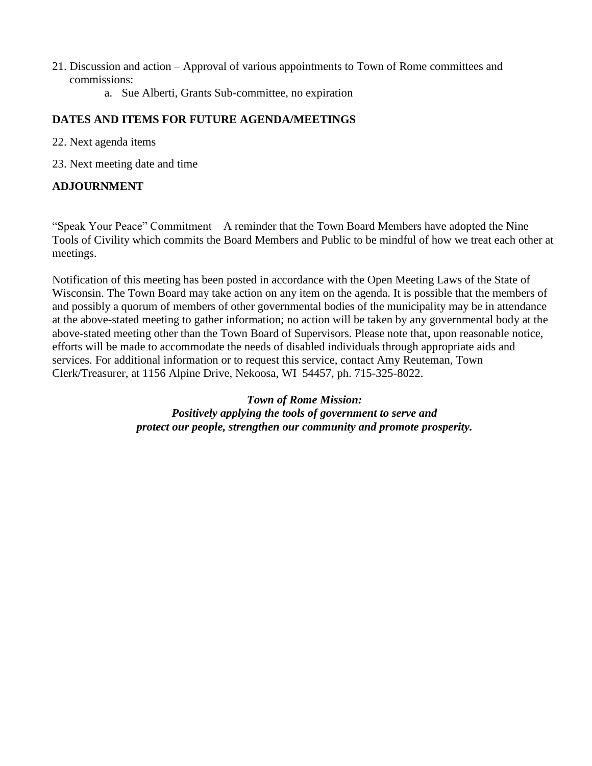21. Discussion and action – Approval of various appointments to Town of Rome committees and commissions:
    a. Sue Alberti, Grants Sub-committee, no expiration

**DATES AND ITEMS FOR FUTURE AGENDA/MEETINGS**

22. Next agenda items

23. Next meeting date and time

**ADJOURNMENT**

"Speak Your Peace" Commitment – A reminder that the Town Board Members have adopted the Nine Tools of Civility which commits the Board Members and Public to be mindful of how we treat each other at meetings.

Notification of this meeting has been posted in accordance with the Open Meeting Laws of the State of Wisconsin. The Town Board may take action on any item on the agenda. It is possible that the members of and possibly a quorum of members of other governmental bodies of the municipality may be in attendance at the above-stated meeting to gather information; no action will be taken by any governmental body at the above-stated meeting other than the Town Board of Supervisors. Please note that, upon reasonable notice, efforts will be made to accommodate the needs of disabled individuals through appropriate aids and services. For additional information or to request this service, contact Amy Reuteman, Town Clerk/Treasurer, at 1156 Alpine Drive, Nekoosa, WI 54457, ph. 715-325-8022.

***Town of Rome Mission:***
***Positively applying the tools of government to serve and protect our people, strengthen our community and promote prosperity.***